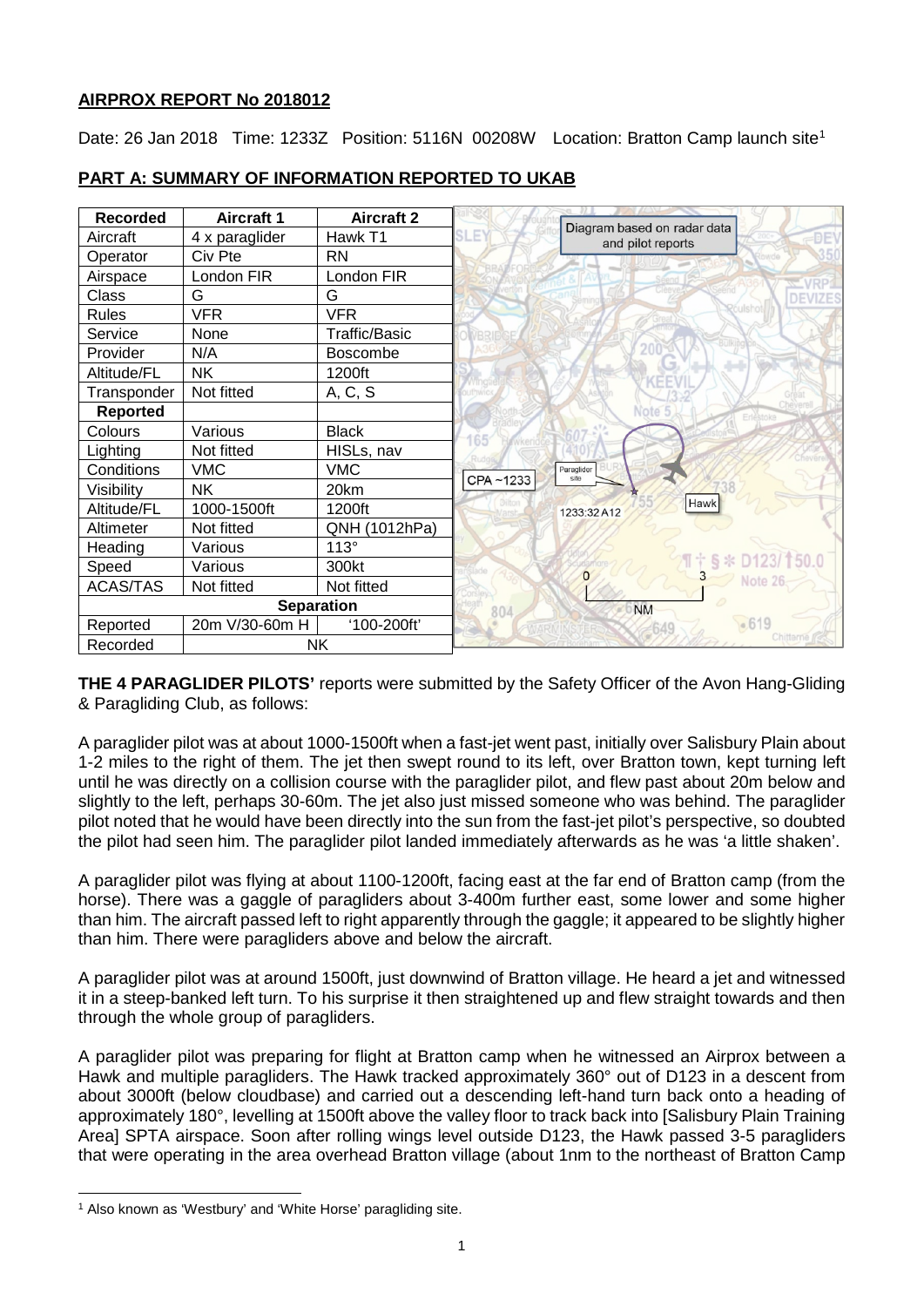## AIRPROX REPORT No 2018012

Date: 26 Jan 2018 Time: 1233Z Position: 5116N 00208W Location: Bratton Camp launch site[1]

## PART A: SUMMARY OF INFORMATION REPORTED TO UKAB

| Recorded | Aircraft 1 | Aircraft 2 |
|---|---|---|
| Aircraft | 4 x paraglider | Hawk T1 |
| Operator | Civ Pte | RN |
| Airspace | London FIR | London FIR |
| Class | G | G |
| Rules | VFR | VFR |
| Service | None | Traffic/Basic |
| Provider | N/A | Boscombe |
| Altitude/FL | NK | 1200ft |
| Transponder | Not fitted | A, C, S |
| **Reported** | | |
| Colours | Various | Black |
| Lighting | Not fitted | HISLs, nav |
| Conditions | VMC | VMC |
| Visibility | NK | 20km |
| Altitude/FL | 1000-1500ft | 1200ft |
| Altimeter | Not fitted | QNH (1012hPa) |
| Heading | Various | 113° |
| Speed | Various | 300kt |
| ACAS/TAS | Not fitted | Not fitted |
| **Separation** | | |
| Reported | 20m V/30-60m H | '100-200ft' |
| Recorded | NK | |

Diagram based on radar data and pilot reports

**THE 4 PARAGLIDER PILOTS'** reports were submitted by the Safety Officer of the Avon Hang-Gliding & Paragliding Club, as follows:

A paraglider pilot was at about 1000-1500ft when a fast-jet went past, initially over Salisbury Plain about 1-2 miles to the right of them. The jet then swept round to its left, over Bratton town, kept turning left until he was directly on a collision course with the paraglider pilot, and flew past about 20m below and slightly to the left, perhaps 30-60m. The jet also just missed someone who was behind. The paraglider pilot noted that he would have been directly into the sun from the fast-jet pilot's perspective, so doubted the pilot had seen him. The paraglider pilot landed immediately afterwards as he was 'a little shaken'.

A paraglider pilot was flying at about 1100-1200ft, facing east at the far end of Bratton camp (from the horse). There was a gaggle of paragliders about 3-400m further east, some lower and some higher than him. The aircraft passed left to right apparently through the gaggle; it appeared to be slightly higher than him. There were paragliders above and below the aircraft.

A paraglider pilot was at around 1500ft, just downwind of Bratton village. He heard a jet and witnessed it in a steep-banked left turn. To his surprise it then straightened up and flew straight towards and then through the whole group of paragliders.

A paraglider pilot was preparing for flight at Bratton camp when he witnessed an Airprox between a Hawk and multiple paragliders. The Hawk tracked approximately 360° out of D123 in a descent from about 3000ft (below cloudbase) and carried out a descending left-hand turn back onto a heading of approximately 180°, levelling at 1500ft above the valley floor to track back into [Salisbury Plain Training Area] SPTA airspace. Soon after rolling wings level outside D123, the Hawk passed 3-5 paragliders that were operating in the area overhead Bratton village (about 1nm to the northeast of Bratton Camp

[1] Also known as 'Westbury' and 'White Horse' paragliding site.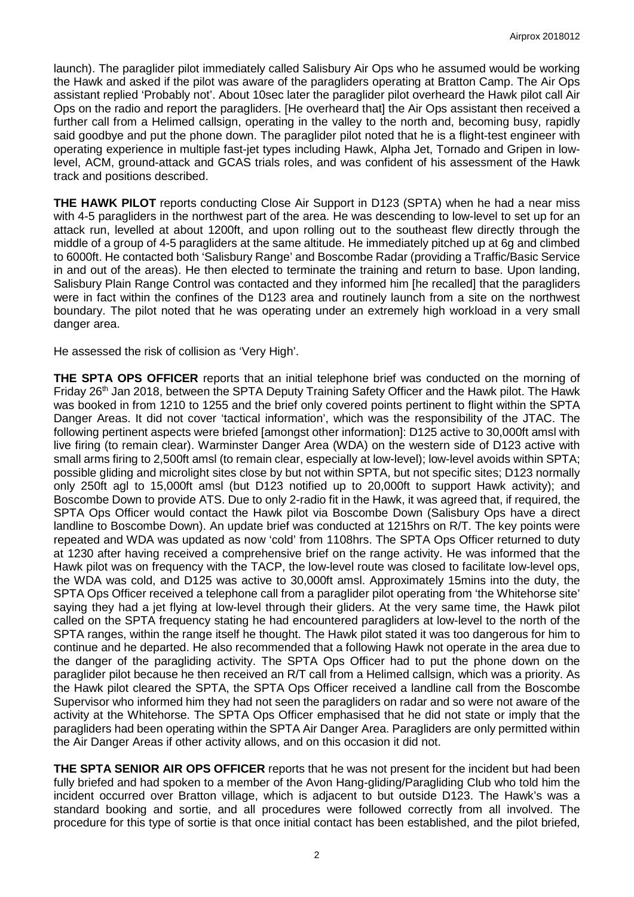launch). The paraglider pilot immediately called Salisbury Air Ops who he assumed would be working the Hawk and asked if the pilot was aware of the paragliders operating at Bratton Camp. The Air Ops assistant replied 'Probably not'. About 10sec later the paraglider pilot overheard the Hawk pilot call Air Ops on the radio and report the paragliders. [He overheard that] the Air Ops assistant then received a further call from a Helimed callsign, operating in the valley to the north and, becoming busy, rapidly said goodbye and put the phone down. The paraglider pilot noted that he is a flight-test engineer with operating experience in multiple fast-jet types including Hawk, Alpha Jet, Tornado and Gripen in low-level, ACM, ground-attack and GCAS trials roles, and was confident of his assessment of the Hawk track and positions described.

**THE HAWK PILOT** reports conducting Close Air Support in D123 (SPTA) when he had a near miss with 4-5 paragliders in the northwest part of the area. He was descending to low-level to set up for an attack run, levelled at about 1200ft, and upon rolling out to the southeast flew directly through the middle of a group of 4-5 paragliders at the same altitude. He immediately pitched up at 6g and climbed to 6000ft. He contacted both 'Salisbury Range' and Boscombe Radar (providing a Traffic/Basic Service in and out of the areas). He then elected to terminate the training and return to base. Upon landing, Salisbury Plain Range Control was contacted and they informed him [he recalled] that the paragliders were in fact within the confines of the D123 area and routinely launch from a site on the northwest boundary. The pilot noted that he was operating under an extremely high workload in a very small danger area.

He assessed the risk of collision as 'Very High'.

**THE SPTA OPS OFFICER** reports that an initial telephone brief was conducted on the morning of Friday 26th Jan 2018, between the SPTA Deputy Training Safety Officer and the Hawk pilot. The Hawk was booked in from 1210 to 1255 and the brief only covered points pertinent to flight within the SPTA Danger Areas. It did not cover 'tactical information', which was the responsibility of the JTAC. The following pertinent aspects were briefed [amongst other information]: D125 active to 30,000ft amsl with live firing (to remain clear). Warminster Danger Area (WDA) on the western side of D123 active with small arms firing to 2,500ft amsl (to remain clear, especially at low-level); low-level avoids within SPTA; possible gliding and microlight sites close by but not within SPTA, but not specific sites; D123 normally only 250ft agl to 15,000ft amsl (but D123 notified up to 20,000ft to support Hawk activity); and Boscombe Down to provide ATS. Due to only 2-radio fit in the Hawk, it was agreed that, if required, the SPTA Ops Officer would contact the Hawk pilot via Boscombe Down (Salisbury Ops have a direct landline to Boscombe Down). An update brief was conducted at 1215hrs on R/T. The key points were repeated and WDA was updated as now 'cold' from 1108hrs. The SPTA Ops Officer returned to duty at 1230 after having received a comprehensive brief on the range activity. He was informed that the Hawk pilot was on frequency with the TACP, the low-level route was closed to facilitate low-level ops, the WDA was cold, and D125 was active to 30,000ft amsl. Approximately 15mins into the duty, the SPTA Ops Officer received a telephone call from a paraglider pilot operating from 'the Whitehorse site' saying they had a jet flying at low-level through their gliders. At the very same time, the Hawk pilot called on the SPTA frequency stating he had encountered paragliders at low-level to the north of the SPTA ranges, within the range itself he thought. The Hawk pilot stated it was too dangerous for him to continue and he departed. He also recommended that a following Hawk not operate in the area due to the danger of the paragliding activity. The SPTA Ops Officer had to put the phone down on the paraglider pilot because he then received an R/T call from a Helimed callsign, which was a priority. As the Hawk pilot cleared the SPTA, the SPTA Ops Officer received a landline call from the Boscombe Supervisor who informed him they had not seen the paragliders on radar and so were not aware of the activity at the Whitehorse. The SPTA Ops Officer emphasised that he did not state or imply that the paragliders had been operating within the SPTA Air Danger Area. Paragliders are only permitted within the Air Danger Areas if other activity allows, and on this occasion it did not.

**THE SPTA SENIOR AIR OPS OFFICER** reports that he was not present for the incident but had been fully briefed and had spoken to a member of the Avon Hang-gliding/Paragliding Club who told him the incident occurred over Bratton village, which is adjacent to but outside D123. The Hawk's was a standard booking and sortie, and all procedures were followed correctly from all involved. The procedure for this type of sortie is that once initial contact has been established, and the pilot briefed,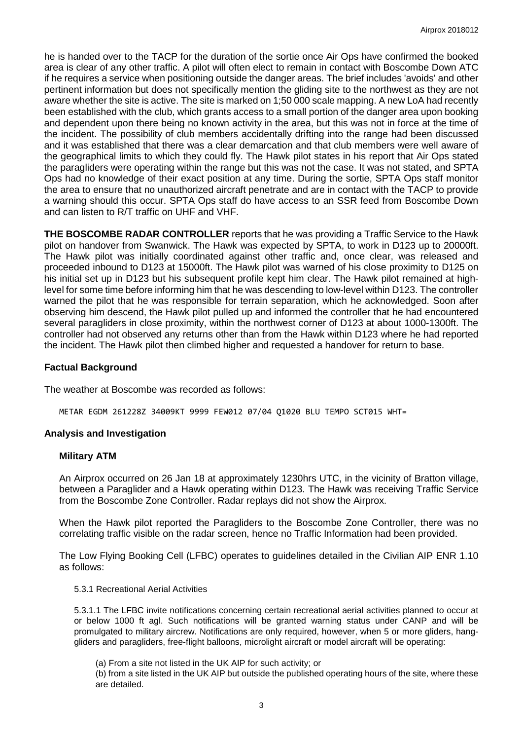he is handed over to the TACP for the duration of the sortie once Air Ops have confirmed the booked area is clear of any other traffic. A pilot will often elect to remain in contact with Boscombe Down ATC if he requires a service when positioning outside the danger areas. The brief includes 'avoids' and other pertinent information but does not specifically mention the gliding site to the northwest as they are not aware whether the site is active. The site is marked on 1;50 000 scale mapping. A new LoA had recently been established with the club, which grants access to a small portion of the danger area upon booking and dependent upon there being no known activity in the area, but this was not in force at the time of the incident. The possibility of club members accidentally drifting into the range had been discussed and it was established that there was a clear demarcation and that club members were well aware of the geographical limits to which they could fly. The Hawk pilot states in his report that Air Ops stated the paragliders were operating within the range but this was not the case. It was not stated, and SPTA Ops had no knowledge of their exact position at any time. During the sortie, SPTA Ops staff monitor the area to ensure that no unauthorized aircraft penetrate and are in contact with the TACP to provide a warning should this occur. SPTA Ops staff do have access to an SSR feed from Boscombe Down and can listen to R/T traffic on UHF and VHF.

**THE BOSCOMBE RADAR CONTROLLER** reports that he was providing a Traffic Service to the Hawk pilot on handover from Swanwick. The Hawk was expected by SPTA, to work in D123 up to 20000ft. The Hawk pilot was initially coordinated against other traffic and, once clear, was released and proceeded inbound to D123 at 15000ft. The Hawk pilot was warned of his close proximity to D125 on his initial set up in D123 but his subsequent profile kept him clear. The Hawk pilot remained at high-level for some time before informing him that he was descending to low-level within D123. The controller warned the pilot that he was responsible for terrain separation, which he acknowledged. Soon after observing him descend, the Hawk pilot pulled up and informed the controller that he had encountered several paragliders in close proximity, within the northwest corner of D123 at about 1000-1300ft. The controller had not observed any returns other than from the Hawk within D123 where he had reported the incident. The Hawk pilot then climbed higher and requested a handover for return to base.

## Factual Background

The weather at Boscombe was recorded as follows:

```
METAR EGDM 261228Z 34009KT 9999 FEW012 07/04 Q1020 BLU TEMPO SCT015 WHT=
```

## Analysis and Investigation

### Military ATM

An Airprox occurred on 26 Jan 18 at approximately 1230hrs UTC, in the vicinity of Bratton village, between a Paraglider and a Hawk operating within D123. The Hawk was receiving Traffic Service from the Boscombe Zone Controller. Radar replays did not show the Airprox.

When the Hawk pilot reported the Paragliders to the Boscombe Zone Controller, there was no correlating traffic visible on the radar screen, hence no Traffic Information had been provided.

The Low Flying Booking Cell (LFBC) operates to guidelines detailed in the Civilian AIP ENR 1.10 as follows:

5.3.1 Recreational Aerial Activities

5.3.1.1 The LFBC invite notifications concerning certain recreational aerial activities planned to occur at or below 1000 ft agl. Such notifications will be granted warning status under CANP and will be promulgated to military aircrew. Notifications are only required, however, when 5 or more gliders, hang-gliders and paragliders, free-flight balloons, microlight aircraft or model aircraft will be operating:

(a) From a site not listed in the UK AIP for such activity; or

(b) from a site listed in the UK AIP but outside the published operating hours of the site, where these are detailed.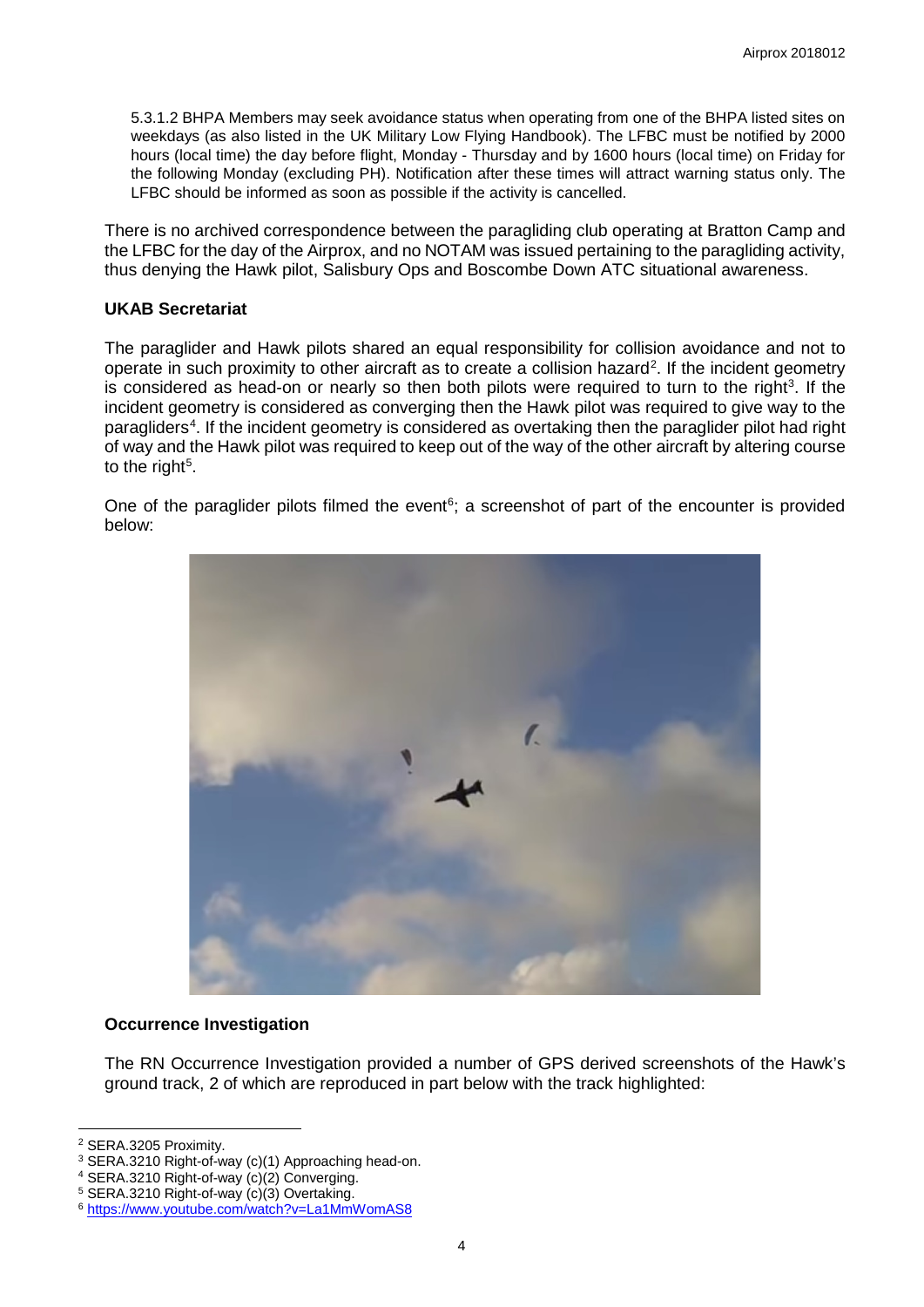5.3.1.2 BHPA Members may seek avoidance status when operating from one of the BHPA listed sites on weekdays (as also listed in the UK Military Low Flying Handbook). The LFBC must be notified by 2000 hours (local time) the day before flight, Monday - Thursday and by 1600 hours (local time) on Friday for the following Monday (excluding PH). Notification after these times will attract warning status only. The LFBC should be informed as soon as possible if the activity is cancelled.

There is no archived correspondence between the paragliding club operating at Bratton Camp and the LFBC for the day of the Airprox, and no NOTAM was issued pertaining to the paragliding activity, thus denying the Hawk pilot, Salisbury Ops and Boscombe Down ATC situational awareness.

### UKAB Secretariat

The paraglider and Hawk pilots shared an equal responsibility for collision avoidance and not to operate in such proximity to other aircraft as to create a collision hazard[2]. If the incident geometry is considered as head-on or nearly so then both pilots were required to turn to the right[3]. If the incident geometry is considered as converging then the Hawk pilot was required to give way to the paragliders[4]. If the incident geometry is considered as overtaking then the paraglider pilot had right of way and the Hawk pilot was required to keep out of the way of the other aircraft by altering course to the right[5].

One of the paraglider pilots filmed the event[6]; a screenshot of part of the encounter is provided below:

### Occurrence Investigation

The RN Occurrence Investigation provided a number of GPS derived screenshots of the Hawk's ground track, 2 of which are reproduced in part below with the track highlighted:

---

[2] SERA.3205 Proximity.

[3] SERA.3210 Right-of-way (c)(1) Approaching head-on.

[4] SERA.3210 Right-of-way (c)(2) Converging.

[5] SERA.3210 Right-of-way (c)(3) Overtaking.

[6] https://www.youtube.com/watch?v=La1MmWomAS8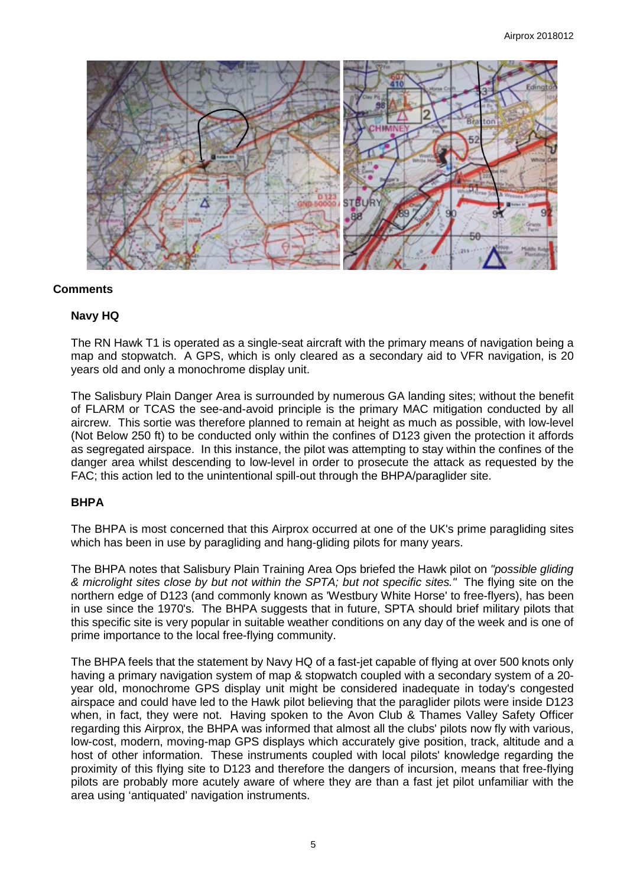## Comments

### Navy HQ

The RN Hawk T1 is operated as a single-seat aircraft with the primary means of navigation being a map and stopwatch. A GPS, which is only cleared as a secondary aid to VFR navigation, is 20 years old and only a monochrome display unit.

The Salisbury Plain Danger Area is surrounded by numerous GA landing sites; without the benefit of FLARM or TCAS the see-and-avoid principle is the primary MAC mitigation conducted by all aircrew. This sortie was therefore planned to remain at height as much as possible, with low-level (Not Below 250 ft) to be conducted only within the confines of D123 given the protection it affords as segregated airspace. In this instance, the pilot was attempting to stay within the confines of the danger area whilst descending to low-level in order to prosecute the attack as requested by the FAC; this action led to the unintentional spill-out through the BHPA/paraglider site.

### BHPA

The BHPA is most concerned that this Airprox occurred at one of the UK's prime paragliding sites which has been in use by paragliding and hang-gliding pilots for many years.

The BHPA notes that Salisbury Plain Training Area Ops briefed the Hawk pilot on *"possible gliding & microlight sites close by but not within the SPTA; but not specific sites."* The flying site on the northern edge of D123 (and commonly known as 'Westbury White Horse' to free-flyers), has been in use since the 1970's. The BHPA suggests that in future, SPTA should brief military pilots that this specific site is very popular in suitable weather conditions on any day of the week and is one of prime importance to the local free-flying community.

The BHPA feels that the statement by Navy HQ of a fast-jet capable of flying at over 500 knots only having a primary navigation system of map & stopwatch coupled with a secondary system of a 20-year old, monochrome GPS display unit might be considered inadequate in today's congested airspace and could have led to the Hawk pilot believing that the paraglider pilots were inside D123 when, in fact, they were not. Having spoken to the Avon Club & Thames Valley Safety Officer regarding this Airprox, the BHPA was informed that almost all the clubs' pilots now fly with various, low-cost, modern, moving-map GPS displays which accurately give position, track, altitude and a host of other information. These instruments coupled with local pilots' knowledge regarding the proximity of this flying site to D123 and therefore the dangers of incursion, means that free-flying pilots are probably more acutely aware of where they are than a fast jet pilot unfamiliar with the area using 'antiquated' navigation instruments.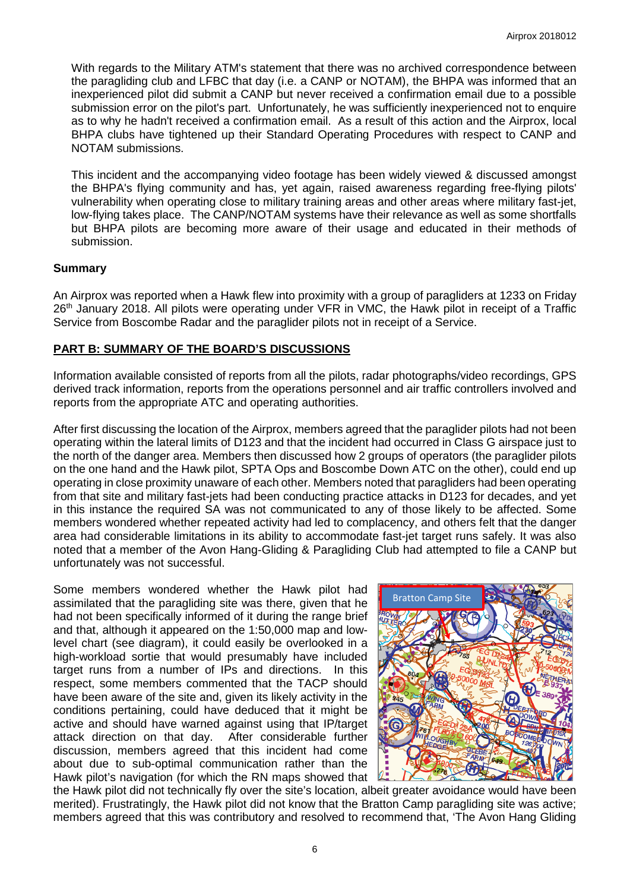With regards to the Military ATM's statement that there was no archived correspondence between the paragliding club and LFBC that day (i.e. a CANP or NOTAM), the BHPA was informed that an inexperienced pilot did submit a CANP but never received a confirmation email due to a possible submission error on the pilot's part. Unfortunately, he was sufficiently inexperienced not to enquire as to why he hadn't received a confirmation email. As a result of this action and the Airprox, local BHPA clubs have tightened up their Standard Operating Procedures with respect to CANP and NOTAM submissions.

This incident and the accompanying video footage has been widely viewed & discussed amongst the BHPA's flying community and has, yet again, raised awareness regarding free-flying pilots' vulnerability when operating close to military training areas and other areas where military fast-jet, low-flying takes place. The CANP/NOTAM systems have their relevance as well as some shortfalls but BHPA pilots are becoming more aware of their usage and educated in their methods of submission.

**Summary**

An Airprox was reported when a Hawk flew into proximity with a group of paragliders at 1233 on Friday 26th January 2018. All pilots were operating under VFR in VMC, the Hawk pilot in receipt of a Traffic Service from Boscombe Radar and the paraglider pilots not in receipt of a Service.

## PART B: SUMMARY OF THE BOARD'S DISCUSSIONS

Information available consisted of reports from all the pilots, radar photographs/video recordings, GPS derived track information, reports from the operations personnel and air traffic controllers involved and reports from the appropriate ATC and operating authorities.

After first discussing the location of the Airprox, members agreed that the paraglider pilots had not been operating within the lateral limits of D123 and that the incident had occurred in Class G airspace just to the north of the danger area. Members then discussed how 2 groups of operators (the paraglider pilots on the one hand and the Hawk pilot, SPTA Ops and Boscombe Down ATC on the other), could end up operating in close proximity unaware of each other. Members noted that paragliders had been operating from that site and military fast-jets had been conducting practice attacks in D123 for decades, and yet in this instance the required SA was not communicated to any of those likely to be affected. Some members wondered whether repeated activity had led to complacency, and others felt that the danger area had considerable limitations in its ability to accommodate fast-jet target runs safely. It was also noted that a member of the Avon Hang-Gliding & Paragliding Club had attempted to file a CANP but unfortunately was not successful.

Some members wondered whether the Hawk pilot had assimilated that the paragliding site was there, given that he had not been specifically informed of it during the range brief and that, although it appeared on the 1:50,000 map and low-level chart (see diagram), it could easily be overlooked in a high-workload sortie that would presumably have included target runs from a number of IPs and directions. In this respect, some members commented that the TACP should have been aware of the site and, given its likely activity in the conditions pertaining, could have deduced that it might be active and should have warned against using that IP/target attack direction on that day. After considerable further discussion, members agreed that this incident had come about due to sub-optimal communication rather than the Hawk pilot's navigation (for which the RN maps showed that the Hawk pilot did not technically fly over the site's location, albeit greater avoidance would have been merited). Frustratingly, the Hawk pilot did not know that the Bratton Camp paragliding site was active; members agreed that this was contributory and resolved to recommend that, 'The Avon Hang Gliding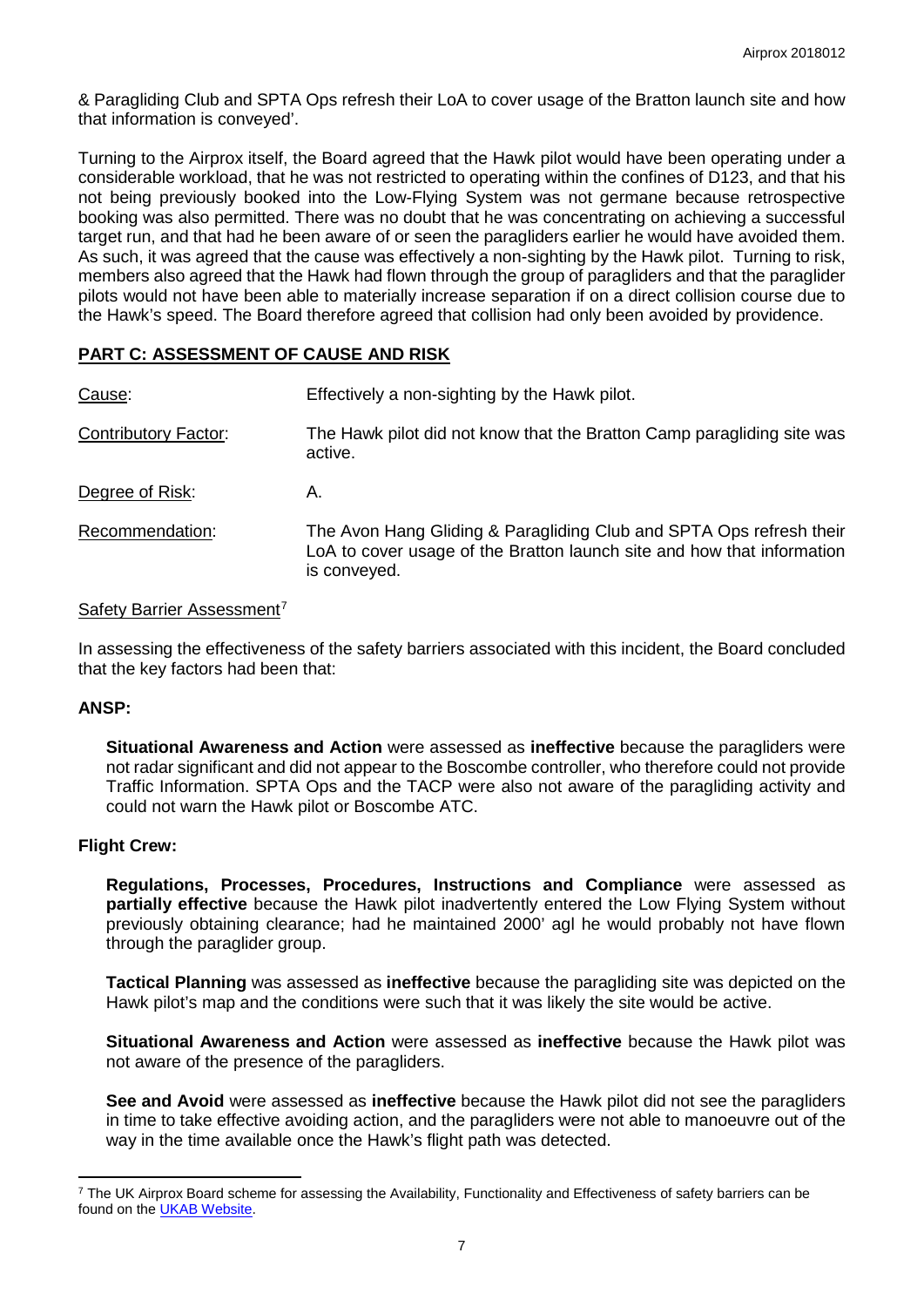& Paragliding Club and SPTA Ops refresh their LoA to cover usage of the Bratton launch site and how that information is conveyed'.

Turning to the Airprox itself, the Board agreed that the Hawk pilot would have been operating under a considerable workload, that he was not restricted to operating within the confines of D123, and that his not being previously booked into the Low-Flying System was not germane because retrospective booking was also permitted. There was no doubt that he was concentrating on achieving a successful target run, and that had he been aware of or seen the paragliders earlier he would have avoided them. As such, it was agreed that the cause was effectively a non-sighting by the Hawk pilot. Turning to risk, members also agreed that the Hawk had flown through the group of paragliders and that the paraglider pilots would not have been able to materially increase separation if on a direct collision course due to the Hawk's speed. The Board therefore agreed that collision had only been avoided by providence.

## PART C: ASSESSMENT OF CAUSE AND RISK

| | |
|---|---|
| Cause: | Effectively a non-sighting by the Hawk pilot. |
| Contributory Factor: | The Hawk pilot did not know that the Bratton Camp paragliding site was active. |
| Degree of Risk: | A. |
| Recommendation: | The Avon Hang Gliding & Paragliding Club and SPTA Ops refresh their LoA to cover usage of the Bratton launch site and how that information is conveyed. |

Safety Barrier Assessment[7]

In assessing the effectiveness of the safety barriers associated with this incident, the Board concluded that the key factors had been that:

**ANSP:**

**Situational Awareness and Action** were assessed as **ineffective** because the paragliders were not radar significant and did not appear to the Boscombe controller, who therefore could not provide Traffic Information. SPTA Ops and the TACP were also not aware of the paragliding activity and could not warn the Hawk pilot or Boscombe ATC.

**Flight Crew:**

**Regulations, Processes, Procedures, Instructions and Compliance** were assessed as **partially effective** because the Hawk pilot inadvertently entered the Low Flying System without previously obtaining clearance; had he maintained 2000' agl he would probably not have flown through the paraglider group.

**Tactical Planning** was assessed as **ineffective** because the paragliding site was depicted on the Hawk pilot's map and the conditions were such that it was likely the site would be active.

**Situational Awareness and Action** were assessed as **ineffective** because the Hawk pilot was not aware of the presence of the paragliders.

**See and Avoid** were assessed as **ineffective** because the Hawk pilot did not see the paragliders in time to take effective avoiding action, and the paragliders were not able to manoeuvre out of the way in the time available once the Hawk's flight path was detected.

[7] The UK Airprox Board scheme for assessing the Availability, Functionality and Effectiveness of safety barriers can be found on the UKAB Website.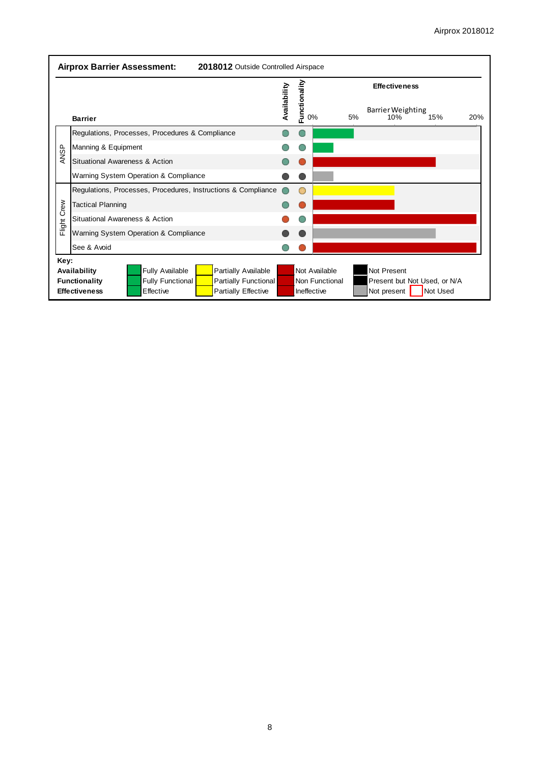**Airprox Barrier Assessment:** **2018012** Outside Controlled Airspace

Barrier

Availability

Functionality

Effectiveness

Barrier Weighting

0%
5%
10%
15%
20%

ANSP

Regulations, Processes, Procedures & Compliance

Manning & Equipment

Situational Awareness & Action

Warning System Operation & Compliance

Flight Crew

Regulations, Processes, Procedures, Instructions & Compliance

Tactical Planning

Situational Awareness & Action

Warning System Operation & Compliance

See & Avoid

**Key:**

**Availability** Fully Available, Partially Available, Not Available, Not Present

**Functionality** Fully Functional, Partially Functional, Non Functional, Present but Not Used, or N/A

**Effectiveness** Effective, Partially Effective, Ineffective, Not present, Not Used